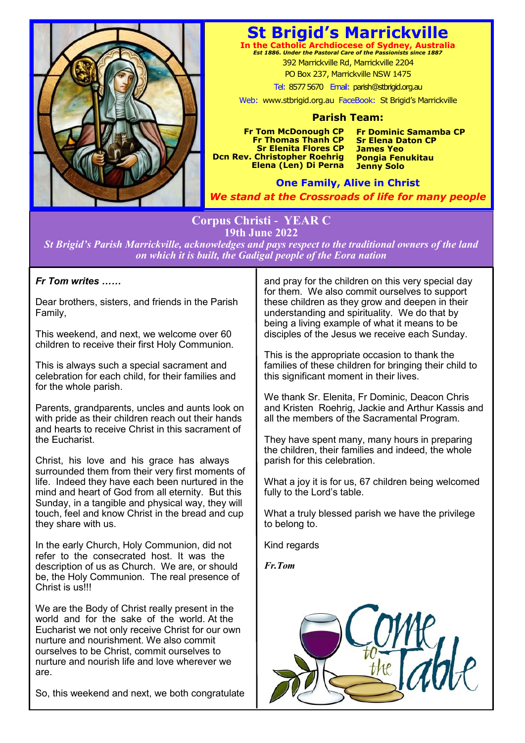# St Brigid's Marrickville

**In the Catholic Archdiocese of Sydney, Australia**

*Est 1886. Under the Pastoral Care of the Passionists since 1887*

392 Marrickville Rd, Marrickville 2204

PO Box 237, Marrickville NSW 1475

Tel: 8577 5670 Email: parish@stbrigid.org.au

Web: www.stbrigid.org.au FaceBook: St Brigid's Marrickville

## Parish Team:

**Fr Tom McDonough CP**
**Fr Thomas Thanh CP**
**Sr Elenita Flores CP**
**Dcn Rev. Christopher Roehrig**
**Elena (Len) Di Perna**
**Fr Dominic Samamba CP**
**Sr Elena Daton CP**
**James Yeo**
**Pongia Fenukitau**
**Jenny Solo**

**One Family, Alive in Christ**

***We stand at the Crossroads of life for many people***

## Corpus Christi - YEAR C

**19th June 2022**

***St Brigid's Parish Marrickville, acknowledges and pays respect to the traditional owners of the land on which it is built, the Gadigal people of the Eora nation***

***Fr Tom writes ……***

Dear brothers, sisters, and friends in the Parish Family,

This weekend, and next, we welcome over 60 children to receive their first Holy Communion.

This is always such a special sacrament and celebration for each child, for their families and for the whole parish.

Parents, grandparents, uncles and aunts look on with pride as their children reach out their hands and hearts to receive Christ in this sacrament of the Eucharist.

Christ, his love and his grace has always surrounded them from their very first moments of life. Indeed they have each been nurtured in the mind and heart of God from all eternity. But this Sunday, in a tangible and physical way, they will touch, feel and know Christ in the bread and cup they share with us.

In the early Church, Holy Communion, did not refer to the consecrated host. It was the description of us as Church. We are, or should be, the Holy Communion. The real presence of Christ is us!!!

We are the Body of Christ really present in the world and for the sake of the world. At the Eucharist we not only receive Christ for our own nurture and nourishment. We also commit ourselves to be Christ, commit ourselves to nurture and nourish life and love wherever we are.

So, this weekend and next, we both congratulate and pray for the children on this very special day for them. We also commit ourselves to support these children as they grow and deepen in their understanding and spirituality. We do that by being a living example of what it means to be disciples of the Jesus we receive each Sunday.

This is the appropriate occasion to thank the families of these children for bringing their child to this significant moment in their lives.

We thank Sr. Elenita, Fr Dominic, Deacon Chris and Kristen Roehrig, Jackie and Arthur Kassis and all the members of the Sacramental Program.

They have spent many, many hours in preparing the children, their families and indeed, the whole parish for this celebration.

What a joy it is for us, 67 children being welcomed fully to the Lord's table.

What a truly blessed parish we have the privilege to belong to.

Kind regards

***Fr.Tom***

Come to the Table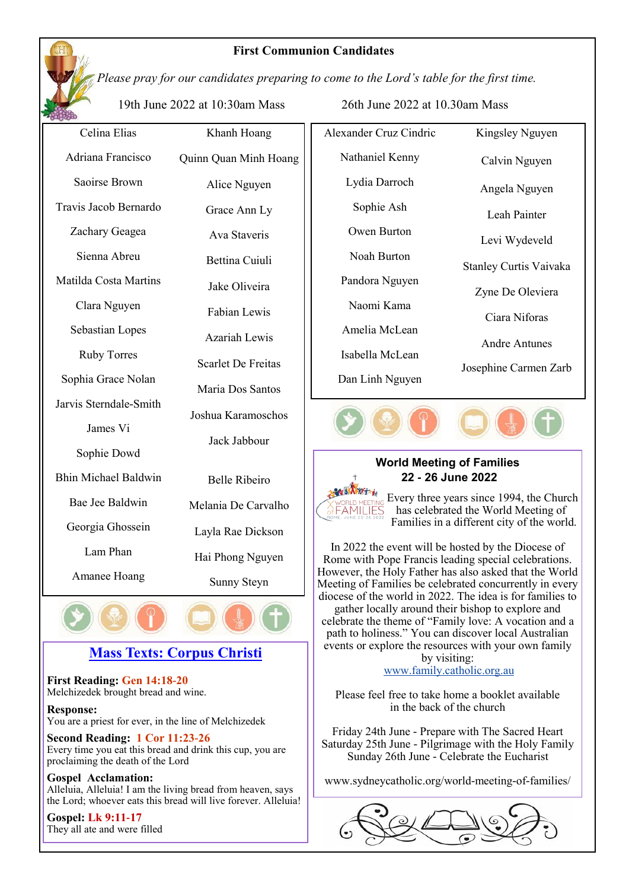## First Communion Candidates

*Please pray for our candidates preparing to come to the Lord's table for the first time.*

### 19th June 2022 at 10:30am Mass

| | |
|---|---|
| Celina Elias | Khanh Hoang |
| Adriana Francisco | Quinn Quan Minh Hoang |
| Saoirse Brown | Alice Nguyen |
| Travis Jacob Bernardo | Grace Ann Ly |
| Zachary Geagea | Ava Staveris |
| Sienna Abreu | Bettina Cuiuli |
| Matilda Costa Martins | Jake Oliveira |
| Clara Nguyen | Fabian Lewis |
| Sebastian Lopes | Azariah Lewis |
| Ruby Torres | Scarlet De Freitas |
| Sophia Grace Nolan | Maria Dos Santos |
| Jarvis Sterndale-Smith | Joshua Karamoschos |
| James Vi | Jack Jabbour |
| Sophie Dowd | |
| Bhin Michael Baldwin | Belle Ribeiro |
| Bae Jee Baldwin | Melania De Carvalho |
| Georgia Ghossein | Layla Rae Dickson |
| Lam Phan | Hai Phong Nguyen |
| Amanee Hoang | Sunny Steyn |

### 26th June 2022 at 10.30am Mass

| | |
|---|---|
| Alexander Cruz Cindric | Kingsley Nguyen |
| Nathaniel Kenny | Calvin Nguyen |
| Lydia Darroch | Angela Nguyen |
| Sophie Ash | Leah Painter |
| Owen Burton | Levi Wydeveld |
| Noah Burton | Stanley Curtis Vaivaka |
| Pandora Nguyen | Zyne De Oleviera |
| Naomi Kama | Ciara Niforas |
| Amelia McLean | Andre Antunes |
| Isabella McLean | Josephine Carmen Zarb |
| Dan Linh Nguyen | |

## Mass Texts: Corpus Christi

**First Reading: Gen 14:18-20**
Melchizedek brought bread and wine.

**Response:**
You are a priest for ever, in the line of Melchizedek

**Second Reading: 1 Cor 11:23-26**
Every time you eat this bread and drink this cup, you are proclaiming the death of the Lord

**Gospel Acclamation:**
Alleluia, Alleluia! I am the living bread from heaven, says the Lord; whoever eats this bread will live forever. Alleluia!

**Gospel: Lk 9:11-17**
They all ate and were filled

## World Meeting of Families
### 22 - 26 June 2022

Every three years since 1994, the Church has celebrated the World Meeting of Families in a different city of the world.

In 2022 the event will be hosted by the Diocese of Rome with Pope Francis leading special celebrations. However, the Holy Father has also asked that the World Meeting of Families be celebrated concurrently in every diocese of the world in 2022. The idea is for families to gather locally around their bishop to explore and celebrate the theme of "Family love: A vocation and a path to holiness." You can discover local Australian events or explore the resources with your own family by visiting:
www.family.catholic.org.au

Please feel free to take home a booklet available in the back of the church

Friday 24th June - Prepare with The Sacred Heart
Saturday 25th June - Pilgrimage with the Holy Family
Sunday 26th June - Celebrate the Eucharist

www.sydneycatholic.org/world-meeting-of-families/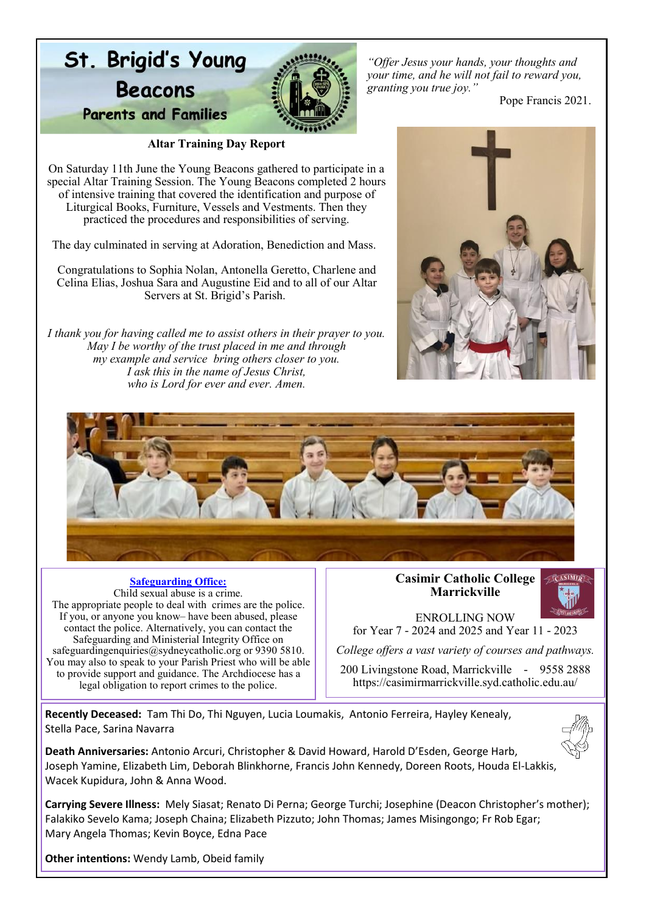# St. Brigid's Young Beacons

## Parents and Families

*"Offer Jesus your hands, your thoughts and your time, and he will not fail to reward you, granting you true joy."*

Pope Francis 2021.

**Altar Training Day Report**

On Saturday 11th June the Young Beacons gathered to participate in a special Altar Training Session. The Young Beacons completed 2 hours of intensive training that covered the identification and purpose of Liturgical Books, Furniture, Vessels and Vestments. Then they practiced the procedures and responsibilities of serving.

The day culminated in serving at Adoration, Benediction and Mass.

Congratulations to Sophia Nolan, Antonella Geretto, Charlene and Celina Elias, Joshua Sara and Augustine Eid and to all of our Altar Servers at St. Brigid's Parish.

*I thank you for having called me to assist others in their prayer to you.*
*May I be worthy of the trust placed in me and through*
*my example and service bring others closer to you.*
*I ask this in the name of Jesus Christ,*
*who is Lord for ever and ever. Amen.*

**Safeguarding Office:**

Child sexual abuse is a crime.
The appropriate people to deal with crimes are the police. If you, or anyone you know– have been abused, please contact the police. Alternatively, you can contact the Safeguarding and Ministerial Integrity Office on safeguardingenquiries@sydneycatholic.org or 9390 5810. You may also to speak to your Parish Priest who will be able to provide support and guidance. The Archdiocese has a legal obligation to report crimes to the police.

**Casimir Catholic College Marrickville**

ENROLLING NOW
for Year 7 - 2024 and 2025 and Year 11 - 2023

*College offers a vast variety of courses and pathways.*

200 Livingstone Road, Marrickville - 9558 2888
https://casimirmarrickville.syd.catholic.edu.au/

**Recently Deceased:** Tam Thi Do, Thi Nguyen, Lucia Loumakis, Antonio Ferreira, Hayley Kenealy, Stella Pace, Sarina Navarra

**Death Anniversaries:** Antonio Arcuri, Christopher & David Howard, Harold D'Esden, George Harb, Joseph Yamine, Elizabeth Lim, Deborah Blinkhorne, Francis John Kennedy, Doreen Roots, Houda El-Lakkis, Wacek Kupidura, John & Anna Wood.

**Carrying Severe Illness:** Mely Siasat; Renato Di Perna; George Turchi; Josephine (Deacon Christopher's mother); Falakiko Sevelo Kama; Joseph Chaina; Elizabeth Pizzuto; John Thomas; James Misingongo; Fr Rob Egar; Mary Angela Thomas; Kevin Boyce, Edna Pace

**Other intentions:** Wendy Lamb, Obeid family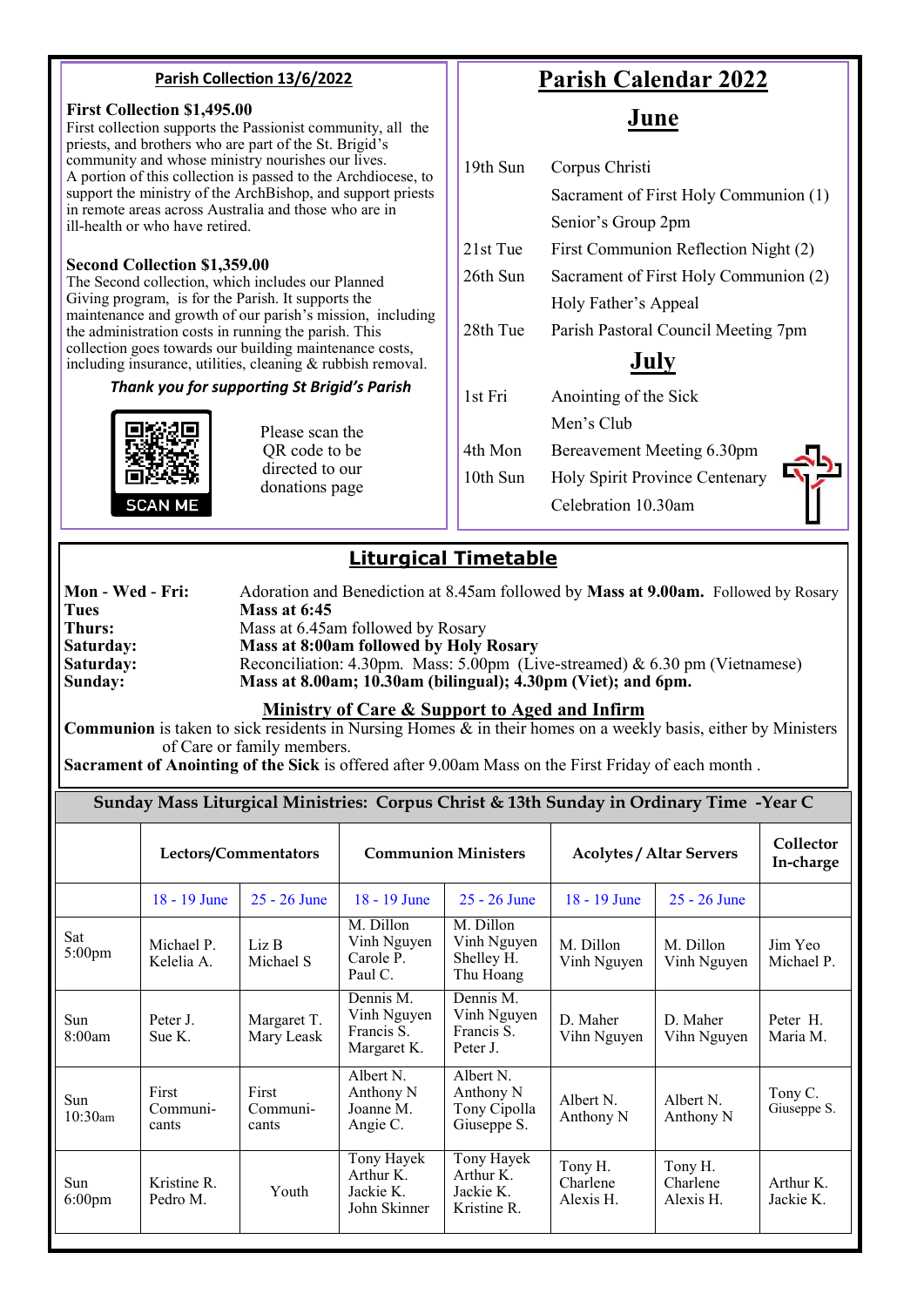## Parish Collection 13/6/2022

**First Collection $1,495.00**
First collection supports the Passionist community, all the priests, and brothers who are part of the St. Brigid's community and whose ministry nourishes our lives.
A portion of this collection is passed to the Archdiocese, to support the ministry of the ArchBishop, and support priests in remote areas across Australia and those who are in ill-health or who have retired.

**Second Collection $1,359.00**
The Second collection, which includes our Planned Giving program, is for the Parish. It supports the maintenance and growth of our parish's mission, including the administration costs in running the parish. This collection goes towards our building maintenance costs, including insurance, utilities, cleaning & rubbish removal.

***Thank you for supporting St Brigid's Parish***

SCAN ME

Please scan the QR code to be directed to our donations page

# Parish Calendar 2022

## June

| | |
|---|---|
| 19th Sun | Corpus Christi |
| | Sacrament of First Holy Communion (1) |
| | Senior's Group 2pm |
| 21st Tue | First Communion Reflection Night (2) |
| 26th Sun | Sacrament of First Holy Communion (2) |
| | Holy Father's Appeal |
| 28th Tue | Parish Pastoral Council Meeting 7pm |

## July

| | |
|---|---|
| 1st Fri | Anointing of the Sick |
| | Men's Club |
| 4th Mon | Bereavement Meeting 6.30pm |
| 10th Sun | Holy Spirit Province Centenary Celebration 10.30am |

## Liturgical Timetable

| | |
|---|---|
| **Mon - Wed - Fri:** | Adoration and Benediction at 8.45am followed by **Mass at 9.00am.** Followed by Rosary |
| **Tues** | **Mass at 6:45** |
| **Thurs:** | Mass at 6.45am followed by Rosary |
| **Saturday:** | **Mass at 8:00am followed by Holy Rosary** |
| **Saturday:** | Reconciliation: 4.30pm. Mass: 5.00pm (Live-streamed) & 6.30 pm (Vietnamese) |
| **Sunday:** | **Mass at 8.00am; 10.30am (bilingual); 4.30pm (Viet); and 6pm.** |

### Ministry of Care & Support to Aged and Infirm

**Communion** is taken to sick residents in Nursing Homes & in their homes on a weekly basis, either by Ministers of Care or family members.

**Sacrament of Anointing of the Sick** is offered after 9.00am Mass on the First Friday of each month .

**Sunday Mass Liturgical Ministries: Corpus Christ & 13th Sunday in Ordinary Time -Year C**

| | Lectors/Commentators | | Communion Ministers | | Acolytes / Altar Servers | | Collector In-charge |
|---|---|---|---|---|---|---|---|
| | 18 - 19 June | 25 - 26 June | 18 - 19 June | 25 - 26 June | 18 - 19 June | 25 - 26 June | |
| Sat 5:00pm | Michael P. Kelelia A. | Liz B Michael S | M. Dillon Vinh Nguyen Carole P. Paul C. | M. Dillon Vinh Nguyen Shelley H. Thu Hoang | M. Dillon Vinh Nguyen | M. Dillon Vinh Nguyen | Jim Yeo Michael P. |
| Sun 8:00am | Peter J. Sue K. | Margaret T. Mary Leask | Dennis M. Vinh Nguyen Francis S. Margaret K. | Dennis M. Vinh Nguyen Francis S. Peter J. | D. Maher Vihn Nguyen | D. Maher Vihn Nguyen | Peter H. Maria M. |
| Sun 10:30am | First Communicants | First Communicants | Albert N. Anthony N Joanne M. Angie C. | Albert N. Anthony N Tony Cipolla Giuseppe S. | Albert N. Anthony N | Albert N. Anthony N | Tony C. Giuseppe S. |
| Sun 6:00pm | Kristine R. Pedro M. | Youth | Tony Hayek Arthur K. Jackie K. John Skinner | Tony Hayek Arthur K. Jackie K. Kristine R. | Tony H. Charlene Alexis H. | Tony H. Charlene Alexis H. | Arthur K. Jackie K. |